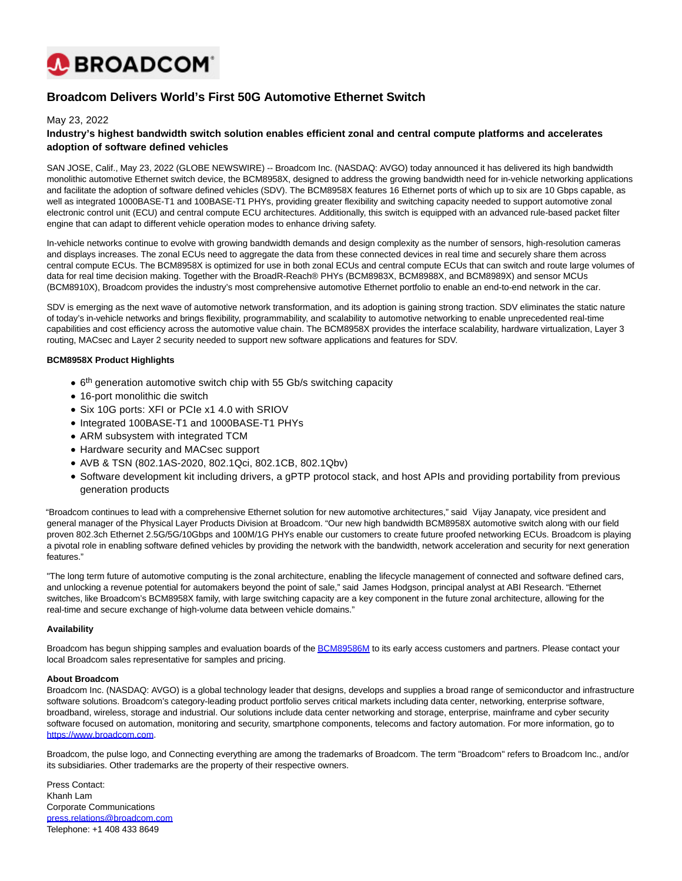BROADCOM

# Broadcom Delivers World's First 50G Automotive Ethernet Switch

May 23, 2022

**Industry's highest bandwidth switch solution enables efficient zonal and central compute platforms and accelerates adoption of software defined vehicles**

SAN JOSE, Calif., May 23, 2022 (GLOBE NEWSWIRE) -- Broadcom Inc. (NASDAQ: AVGO) today announced it has delivered its high bandwidth monolithic automotive Ethernet switch device, the BCM8958X, designed to address the growing bandwidth need for in-vehicle networking applications and facilitate the adoption of software defined vehicles (SDV). The BCM8958X features 16 Ethernet ports of which up to six are 10 Gbps capable, as well as integrated 1000BASE-T1 and 100BASE-T1 PHYs, providing greater flexibility and switching capacity needed to support automotive zonal electronic control unit (ECU) and central compute ECU architectures. Additionally, this switch is equipped with an advanced rule-based packet filter engine that can adapt to different vehicle operation modes to enhance driving safety.

In-vehicle networks continue to evolve with growing bandwidth demands and design complexity as the number of sensors, high-resolution cameras and displays increases. The zonal ECUs need to aggregate the data from these connected devices in real time and securely share them across central compute ECUs. The BCM8958X is optimized for use in both zonal ECUs and central compute ECUs that can switch and route large volumes of data for real time decision making. Together with the BroadR-Reach® PHYs (BCM8983X, BCM8988X, and BCM8989X) and sensor MCUs (BCM8910X), Broadcom provides the industry's most comprehensive automotive Ethernet portfolio to enable an end-to-end network in the car.

SDV is emerging as the next wave of automotive network transformation, and its adoption is gaining strong traction. SDV eliminates the static nature of today's in-vehicle networks and brings flexibility, programmability, and scalability to automotive networking to enable unprecedented real-time capabilities and cost efficiency across the automotive value chain. The BCM8958X provides the interface scalability, hardware virtualization, Layer 3 routing, MACsec and Layer 2 security needed to support new software applications and features for SDV.

**BCM8958X Product Highlights**

- 6th generation automotive switch chip with 55 Gb/s switching capacity
- 16-port monolithic die switch
- Six 10G ports: XFI or PCIe x1 4.0 with SRIOV
- Integrated 100BASE-T1 and 1000BASE-T1 PHYs
- ARM subsystem with integrated TCM
- Hardware security and MACsec support
- AVB & TSN (802.1AS-2020, 802.1Qci, 802.1CB, 802.1Qbv)
- Software development kit including drivers, a gPTP protocol stack, and host APIs and providing portability from previous generation products

"Broadcom continues to lead with a comprehensive Ethernet solution for new automotive architectures," said Vijay Janapaty, vice president and general manager of the Physical Layer Products Division at Broadcom. "Our new high bandwidth BCM8958X automotive switch along with our field proven 802.3ch Ethernet 2.5G/5G/10Gbps and 100M/1G PHYs enable our customers to create future proofed networking ECUs. Broadcom is playing a pivotal role in enabling software defined vehicles by providing the network with the bandwidth, network acceleration and security for next generation features."

"The long term future of automotive computing is the zonal architecture, enabling the lifecycle management of connected and software defined cars, and unlocking a revenue potential for automakers beyond the point of sale," said James Hodgson, principal analyst at ABI Research. "Ethernet switches, like Broadcom's BCM8958X family, with large switching capacity are a key component in the future zonal architecture, allowing for the real-time and secure exchange of high-volume data between vehicle domains."

**Availability**

Broadcom has begun shipping samples and evaluation boards of the [BCM89586M](#) to its early access customers and partners. Please contact your local Broadcom sales representative for samples and pricing.

**About Broadcom**

Broadcom Inc. (NASDAQ: AVGO) is a global technology leader that designs, develops and supplies a broad range of semiconductor and infrastructure software solutions. Broadcom's category-leading product portfolio serves critical markets including data center, networking, enterprise software, broadband, wireless, storage and industrial. Our solutions include data center networking and storage, enterprise, mainframe and cyber security software focused on automation, monitoring and security, smartphone components, telecoms and factory automation. For more information, go to https://www.broadcom.com.

Broadcom, the pulse logo, and Connecting everything are among the trademarks of Broadcom. The term "Broadcom" refers to Broadcom Inc., and/or its subsidiaries. Other trademarks are the property of their respective owners.

Press Contact:
Khanh Lam
Corporate Communications
press.relations@broadcom.com
Telephone: +1 408 433 8649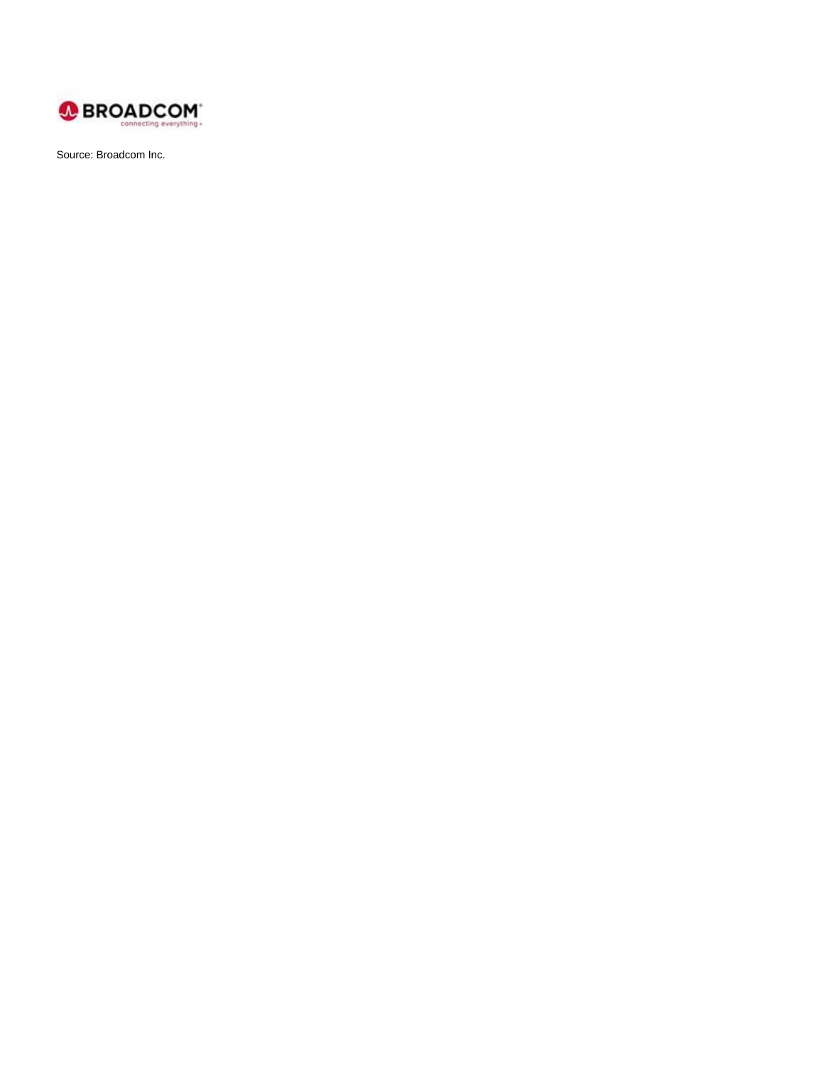Source: Broadcom Inc.